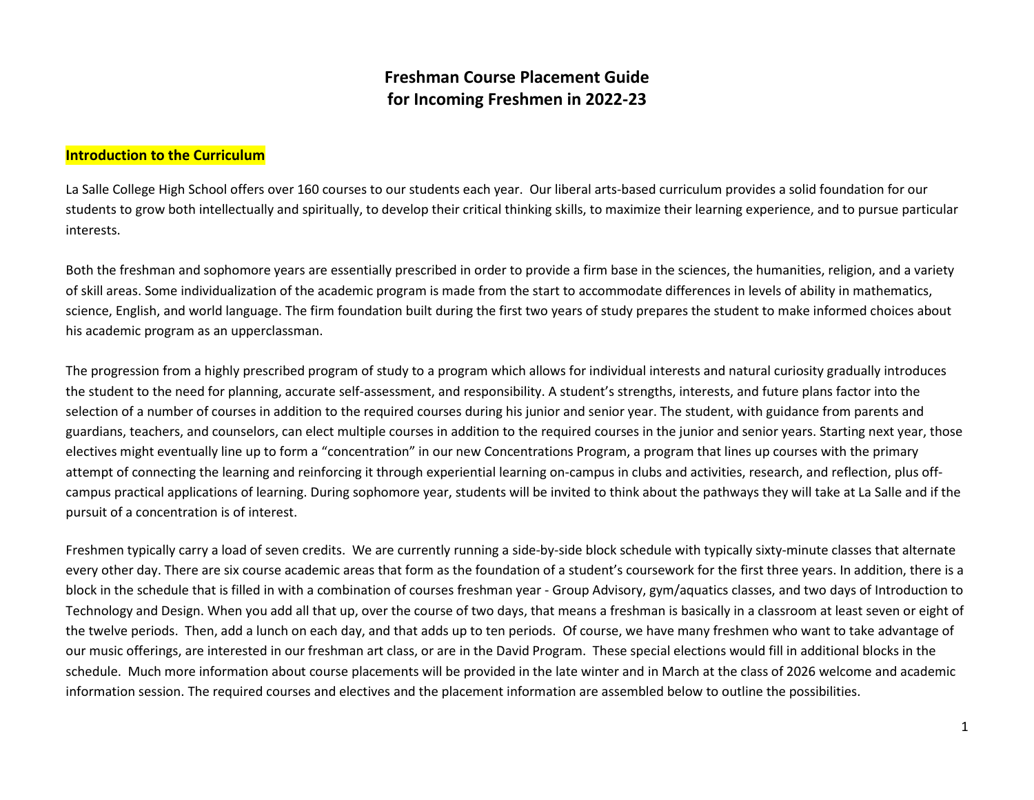# Freshman Course Placement Guide
# for Incoming Freshmen in 2022-23

## Introduction to the Curriculum

La Salle College High School offers over 160 courses to our students each year. Our liberal arts-based curriculum provides a solid foundation for our students to grow both intellectually and spiritually, to develop their critical thinking skills, to maximize their learning experience, and to pursue particular interests.

Both the freshman and sophomore years are essentially prescribed in order to provide a firm base in the sciences, the humanities, religion, and a variety of skill areas. Some individualization of the academic program is made from the start to accommodate differences in levels of ability in mathematics, science, English, and world language. The firm foundation built during the first two years of study prepares the student to make informed choices about his academic program as an upperclassman.

The progression from a highly prescribed program of study to a program which allows for individual interests and natural curiosity gradually introduces the student to the need for planning, accurate self-assessment, and responsibility. A student's strengths, interests, and future plans factor into the selection of a number of courses in addition to the required courses during his junior and senior year. The student, with guidance from parents and guardians, teachers, and counselors, can elect multiple courses in addition to the required courses in the junior and senior years. Starting next year, those electives might eventually line up to form a "concentration" in our new Concentrations Program, a program that lines up courses with the primary attempt of connecting the learning and reinforcing it through experiential learning on-campus in clubs and activities, research, and reflection, plus off-campus practical applications of learning. During sophomore year, students will be invited to think about the pathways they will take at La Salle and if the pursuit of a concentration is of interest.

Freshmen typically carry a load of seven credits. We are currently running a side-by-side block schedule with typically sixty-minute classes that alternate every other day. There are six course academic areas that form as the foundation of a student's coursework for the first three years. In addition, there is a block in the schedule that is filled in with a combination of courses freshman year - Group Advisory, gym/aquatics classes, and two days of Introduction to Technology and Design. When you add all that up, over the course of two days, that means a freshman is basically in a classroom at least seven or eight of the twelve periods. Then, add a lunch on each day, and that adds up to ten periods. Of course, we have many freshmen who want to take advantage of our music offerings, are interested in our freshman art class, or are in the David Program. These special elections would fill in additional blocks in the schedule. Much more information about course placements will be provided in the late winter and in March at the class of 2026 welcome and academic information session. The required courses and electives and the placement information are assembled below to outline the possibilities.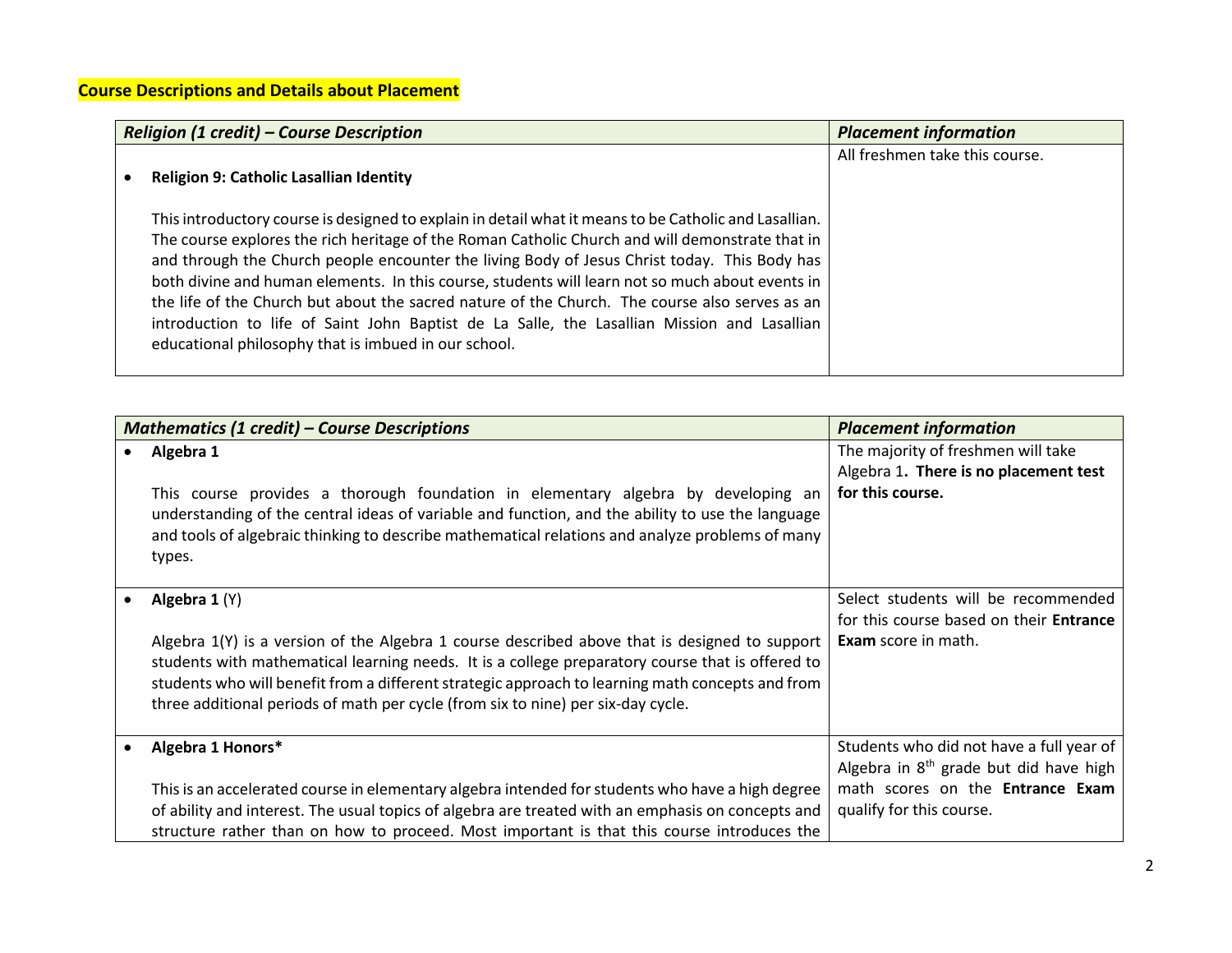**Course Descriptions and Details about Placement**

| *Religion (1 credit) – Course Description* | *Placement information* |
|---|---|
| • **Religion 9: Catholic Lasallian Identity**<br><br>This introductory course is designed to explain in detail what it means to be Catholic and Lasallian. The course explores the rich heritage of the Roman Catholic Church and will demonstrate that in and through the Church people encounter the living Body of Jesus Christ today. This Body has both divine and human elements. In this course, students will learn not so much about events in the life of the Church but about the sacred nature of the Church. The course also serves as an introduction to life of Saint John Baptist de La Salle, the Lasallian Mission and Lasallian educational philosophy that is imbued in our school. | All freshmen take this course. |

| *Mathematics (1 credit) – Course Descriptions* | *Placement information* |
|---|---|
| • **Algebra 1**<br><br>This course provides a thorough foundation in elementary algebra by developing an understanding of the central ideas of variable and function, and the ability to use the language and tools of algebraic thinking to describe mathematical relations and analyze problems of many types. | The majority of freshmen will take Algebra 1**. There is no placement test for this course.** |
| • **Algebra 1** (Y)<br><br>Algebra 1(Y) is a version of the Algebra 1 course described above that is designed to support students with mathematical learning needs. It is a college preparatory course that is offered to students who will benefit from a different strategic approach to learning math concepts and from three additional periods of math per cycle (from six to nine) per six-day cycle. | Select students will be recommended for this course based on their **Entrance Exam** score in math. |
| • **Algebra 1 Honors***<br><br>This is an accelerated course in elementary algebra intended for students who have a high degree of ability and interest. The usual topics of algebra are treated with an emphasis on concepts and structure rather than on how to proceed. Most important is that this course introduces the | Students who did not have a full year of Algebra in 8th grade but did have high math scores on the **Entrance Exam** qualify for this course. |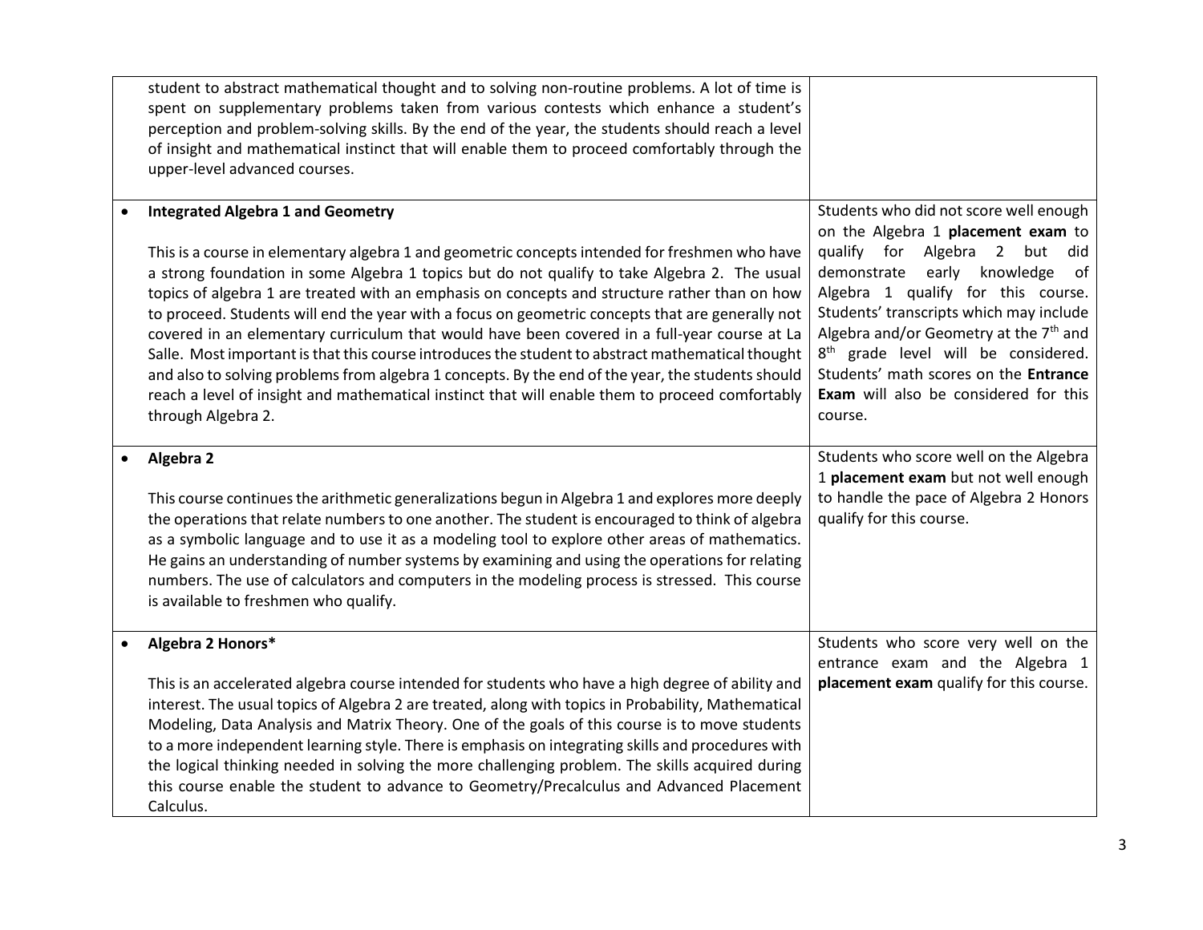| Course Description | Placement |
| --- | --- |
| student to abstract mathematical thought and to solving non-routine problems. A lot of time is spent on supplementary problems taken from various contests which enhance a student's perception and problem-solving skills. By the end of the year, the students should reach a level of insight and mathematical instinct that will enable them to proceed comfortably through the upper-level advanced courses. | |
| • **Integrated Algebra 1 and Geometry**<br><br>This is a course in elementary algebra 1 and geometric concepts intended for freshmen who have a strong foundation in some Algebra 1 topics but do not qualify to take Algebra 2. The usual topics of algebra 1 are treated with an emphasis on concepts and structure rather than on how to proceed. Students will end the year with a focus on geometric concepts that are generally not covered in an elementary curriculum that would have been covered in a full-year course at La Salle. Most important is that this course introduces the student to abstract mathematical thought and also to solving problems from algebra 1 concepts. By the end of the year, the students should reach a level of insight and mathematical instinct that will enable them to proceed comfortably through Algebra 2. | Students who did not score well enough on the Algebra 1 **placement exam** to qualify for Algebra 2 but did demonstrate early knowledge of Algebra 1 qualify for this course. Students' transcripts which may include Algebra and/or Geometry at the 7th and 8th grade level will be considered. Students' math scores on the **Entrance Exam** will also be considered for this course. |
| • **Algebra 2**<br><br>This course continues the arithmetic generalizations begun in Algebra 1 and explores more deeply the operations that relate numbers to one another. The student is encouraged to think of algebra as a symbolic language and to use it as a modeling tool to explore other areas of mathematics. He gains an understanding of number systems by examining and using the operations for relating numbers. The use of calculators and computers in the modeling process is stressed. This course is available to freshmen who qualify. | Students who score well on the Algebra 1 **placement exam** but not well enough to handle the pace of Algebra 2 Honors qualify for this course. |
| • **Algebra 2 Honors***<br><br>This is an accelerated algebra course intended for students who have a high degree of ability and interest. The usual topics of Algebra 2 are treated, along with topics in Probability, Mathematical Modeling, Data Analysis and Matrix Theory. One of the goals of this course is to move students to a more independent learning style. There is emphasis on integrating skills and procedures with the logical thinking needed in solving the more challenging problem. The skills acquired during this course enable the student to advance to Geometry/Precalculus and Advanced Placement Calculus. | Students who score very well on the entrance exam and the Algebra 1 **placement exam** qualify for this course. |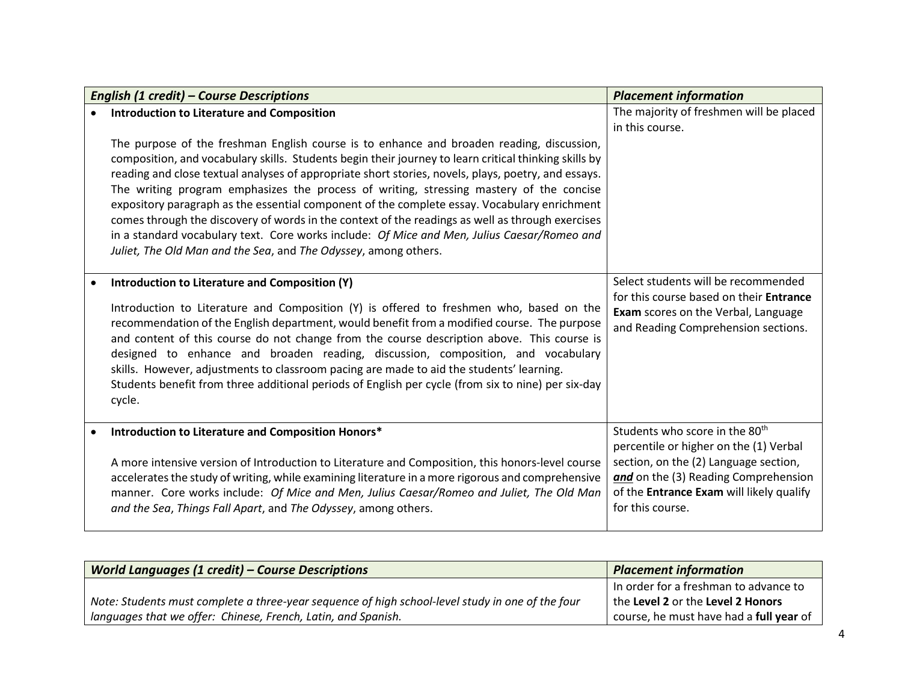| *English (1 credit) – Course Descriptions* | *Placement information* |
| --- | --- |
| • **Introduction to Literature and Composition**<br><br>The purpose of the freshman English course is to enhance and broaden reading, discussion, composition, and vocabulary skills. Students begin their journey to learn critical thinking skills by reading and close textual analyses of appropriate short stories, novels, plays, poetry, and essays. The writing program emphasizes the process of writing, stressing mastery of the concise expository paragraph as the essential component of the complete essay. Vocabulary enrichment comes through the discovery of words in the context of the readings as well as through exercises in a standard vocabulary text. Core works include: *Of Mice and Men, Julius Caesar/Romeo and Juliet, The Old Man and the Sea*, and *The Odyssey*, among others. | The majority of freshmen will be placed in this course. |
| • **Introduction to Literature and Composition (Y)**<br><br>Introduction to Literature and Composition (Y) is offered to freshmen who, based on the recommendation of the English department, would benefit from a modified course. The purpose and content of this course do not change from the course description above. This course is designed to enhance and broaden reading, discussion, composition, and vocabulary skills. However, adjustments to classroom pacing are made to aid the students' learning. Students benefit from three additional periods of English per cycle (from six to nine) per six-day cycle. | Select students will be recommended for this course based on their **Entrance Exam** scores on the Verbal, Language and Reading Comprehension sections. |
| • **Introduction to Literature and Composition Honors***<br><br>A more intensive version of Introduction to Literature and Composition, this honors-level course accelerates the study of writing, while examining literature in a more rigorous and comprehensive manner. Core works include: *Of Mice and Men, Julius Caesar/Romeo and Juliet, The Old Man and the Sea*, *Things Fall Apart*, and *The Odyssey*, among others. | Students who score in the 80th percentile or higher on the (1) Verbal section, on the (2) Language section, ***and*** on the (3) Reading Comprehension of the **Entrance Exam** will likely qualify for this course. |

| *World Languages (1 credit) – Course Descriptions* | *Placement information* |
| --- | --- |
| *Note: Students must complete a three-year sequence of high school-level study in one of the four languages that we offer: Chinese, French, Latin, and Spanish.* | In order for a freshman to advance to the **Level 2** or the **Level 2 Honors** course, he must have had a **full year** of |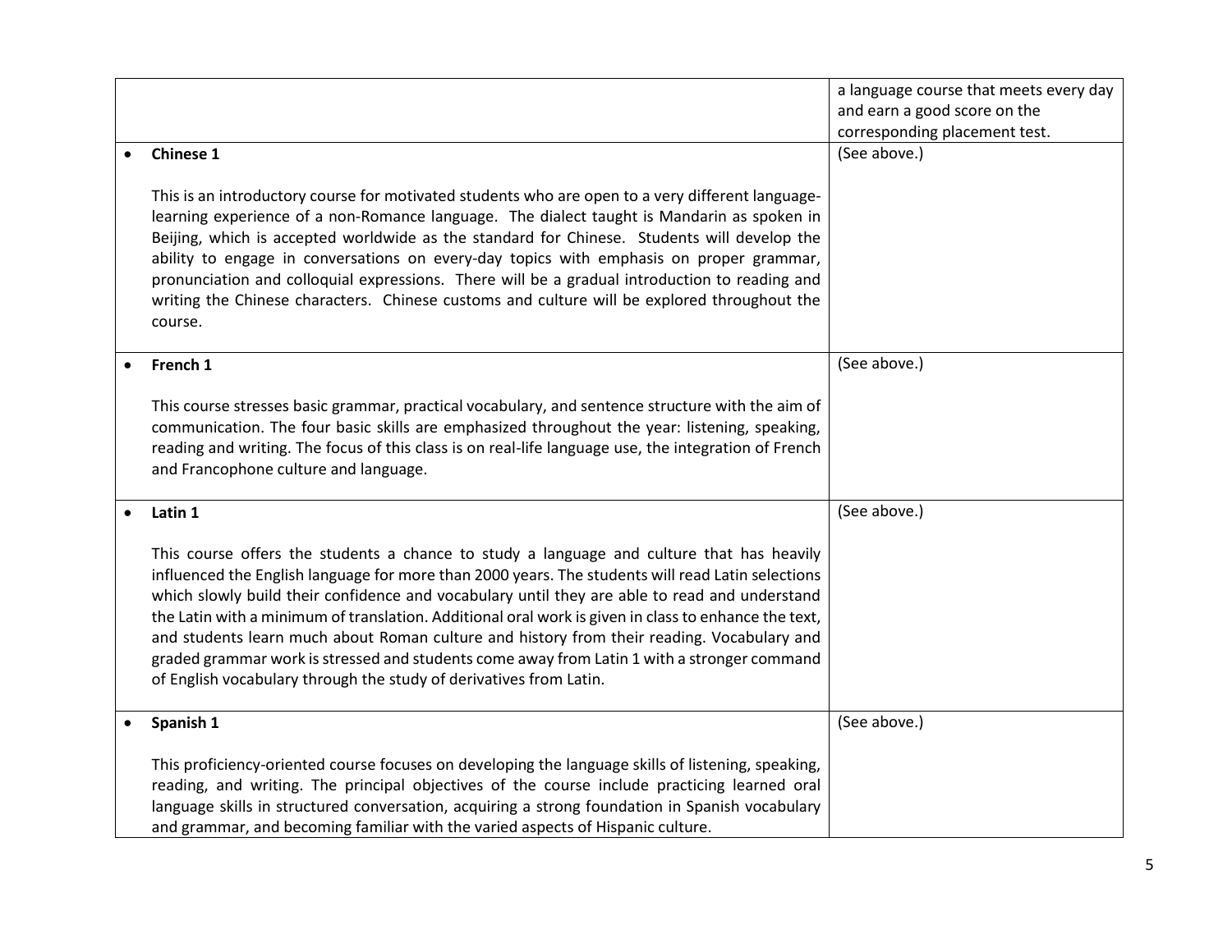| | |
|---|---|
| | a language course that meets every day and earn a good score on the corresponding placement test. |
| • **Chinese 1**<br><br>This is an introductory course for motivated students who are open to a very different language-learning experience of a non-Romance language. The dialect taught is Mandarin as spoken in Beijing, which is accepted worldwide as the standard for Chinese. Students will develop the ability to engage in conversations on every-day topics with emphasis on proper grammar, pronunciation and colloquial expressions. There will be a gradual introduction to reading and writing the Chinese characters. Chinese customs and culture will be explored throughout the course. | (See above.) |
| • **French 1**<br><br>This course stresses basic grammar, practical vocabulary, and sentence structure with the aim of communication. The four basic skills are emphasized throughout the year: listening, speaking, reading and writing. The focus of this class is on real-life language use, the integration of French and Francophone culture and language. | (See above.) |
| • **Latin 1**<br><br>This course offers the students a chance to study a language and culture that has heavily influenced the English language for more than 2000 years. The students will read Latin selections which slowly build their confidence and vocabulary until they are able to read and understand the Latin with a minimum of translation. Additional oral work is given in class to enhance the text, and students learn much about Roman culture and history from their reading. Vocabulary and graded grammar work is stressed and students come away from Latin 1 with a stronger command of English vocabulary through the study of derivatives from Latin. | (See above.) |
| • **Spanish 1**<br><br>This proficiency-oriented course focuses on developing the language skills of listening, speaking, reading, and writing. The principal objectives of the course include practicing learned oral language skills in structured conversation, acquiring a strong foundation in Spanish vocabulary and grammar, and becoming familiar with the varied aspects of Hispanic culture. | (See above.) |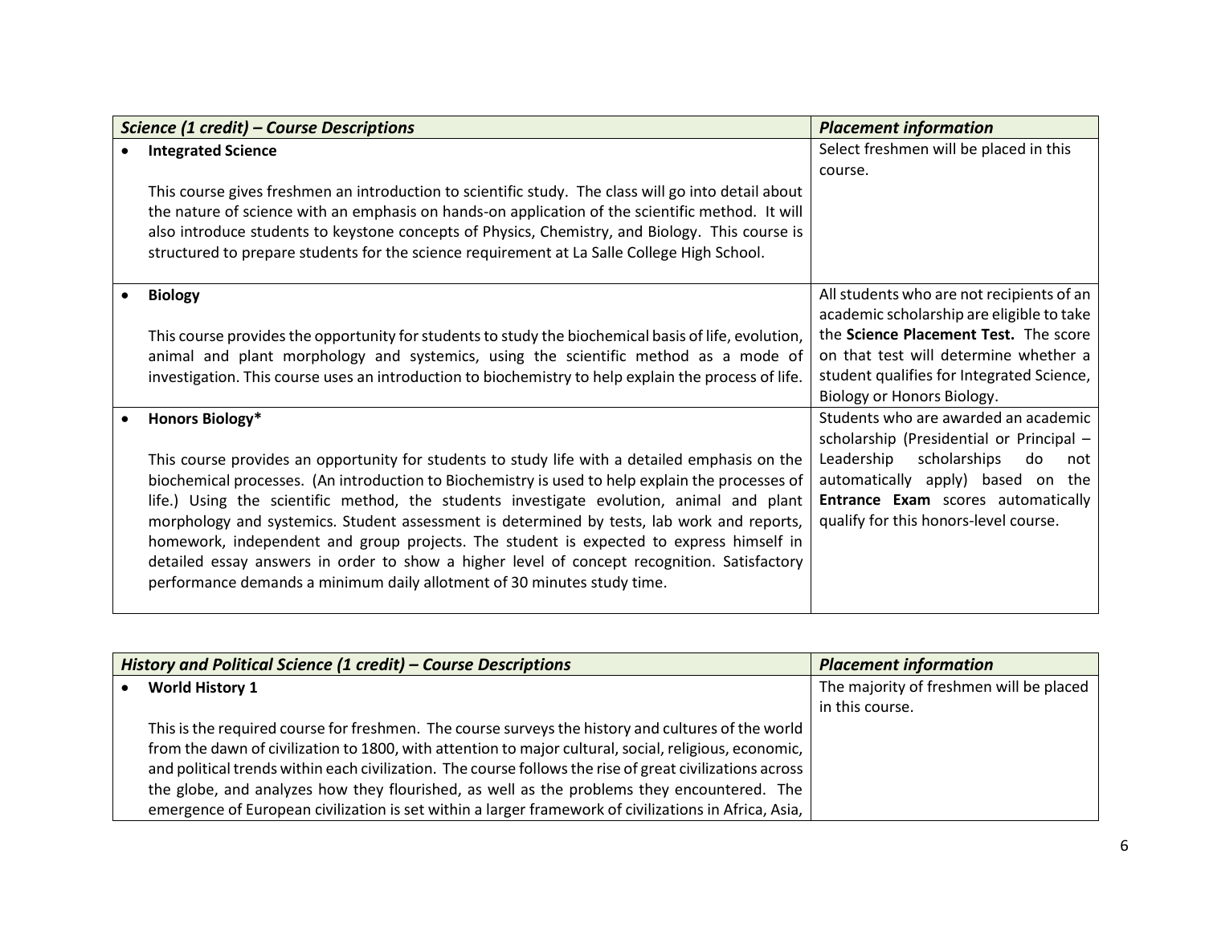| ***Science (1 credit) – Course Descriptions*** | ***Placement information*** |
| --- | --- |
| • **Integrated Science**<br><br>This course gives freshmen an introduction to scientific study. The class will go into detail about the nature of science with an emphasis on hands-on application of the scientific method. It will also introduce students to keystone concepts of Physics, Chemistry, and Biology. This course is structured to prepare students for the science requirement at La Salle College High School. | Select freshmen will be placed in this course. |
| • **Biology**<br><br>This course provides the opportunity for students to study the biochemical basis of life, evolution, animal and plant morphology and systemics, using the scientific method as a mode of investigation. This course uses an introduction to biochemistry to help explain the process of life. | All students who are not recipients of an academic scholarship are eligible to take the **Science Placement Test.** The score on that test will determine whether a student qualifies for Integrated Science, Biology or Honors Biology. |
| • **Honors Biology***<br><br>This course provides an opportunity for students to study life with a detailed emphasis on the biochemical processes. (An introduction to Biochemistry is used to help explain the processes of life.) Using the scientific method, the students investigate evolution, animal and plant morphology and systemics. Student assessment is determined by tests, lab work and reports, homework, independent and group projects. The student is expected to express himself in detailed essay answers in order to show a higher level of concept recognition. Satisfactory performance demands a minimum daily allotment of 30 minutes study time. | Students who are awarded an academic scholarship (Presidential or Principal – Leadership scholarships do not automatically apply) based on the **Entrance Exam** scores automatically qualify for this honors-level course. |

| ***History and Political Science (1 credit) – Course Descriptions*** | ***Placement information*** |
| --- | --- |
| • **World History 1**<br><br>This is the required course for freshmen. The course surveys the history and cultures of the world from the dawn of civilization to 1800, with attention to major cultural, social, religious, economic, and political trends within each civilization. The course follows the rise of great civilizations across the globe, and analyzes how they flourished, as well as the problems they encountered. The emergence of European civilization is set within a larger framework of civilizations in Africa, Asia, | The majority of freshmen will be placed in this course. |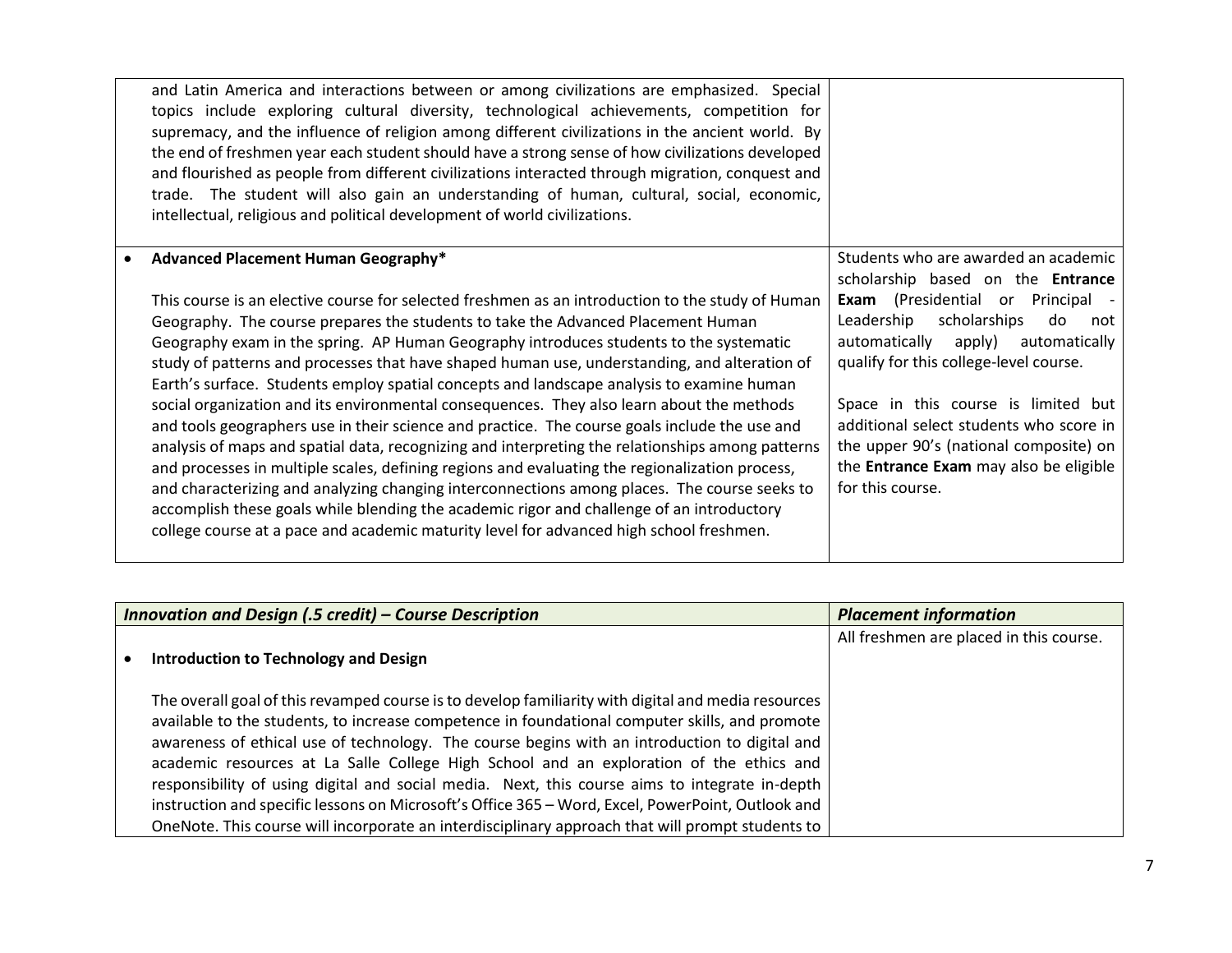| | |
|---|---|
| and Latin America and interactions between or among civilizations are emphasized. Special topics include exploring cultural diversity, technological achievements, competition for supremacy, and the influence of religion among different civilizations in the ancient world. By the end of freshmen year each student should have a strong sense of how civilizations developed and flourished as people from different civilizations interacted through migration, conquest and trade. The student will also gain an understanding of human, cultural, social, economic, intellectual, religious and political development of world civilizations. | |
| • **Advanced Placement Human Geography*** <br><br> This course is an elective course for selected freshmen as an introduction to the study of Human Geography. The course prepares the students to take the Advanced Placement Human Geography exam in the spring. AP Human Geography introduces students to the systematic study of patterns and processes that have shaped human use, understanding, and alteration of Earth's surface. Students employ spatial concepts and landscape analysis to examine human social organization and its environmental consequences. They also learn about the methods and tools geographers use in their science and practice. The course goals include the use and analysis of maps and spatial data, recognizing and interpreting the relationships among patterns and processes in multiple scales, defining regions and evaluating the regionalization process, and characterizing and analyzing changing interconnections among places. The course seeks to accomplish these goals while blending the academic rigor and challenge of an introductory college course at a pace and academic maturity level for advanced high school freshmen. | Students who are awarded an academic scholarship based on the **Entrance Exam** (Presidential or Principal - Leadership scholarships do not automatically apply) automatically qualify for this college-level course. <br><br> Space in this course is limited but additional select students who score in the upper 90's (national composite) on the **Entrance Exam** may also be eligible for this course. |

| ***Innovation and Design (.5 credit) – Course Description*** | ***Placement information*** |
|---|---|
| • **Introduction to Technology and Design** <br><br> The overall goal of this revamped course is to develop familiarity with digital and media resources available to the students, to increase competence in foundational computer skills, and promote awareness of ethical use of technology. The course begins with an introduction to digital and academic resources at La Salle College High School and an exploration of the ethics and responsibility of using digital and social media. Next, this course aims to integrate in-depth instruction and specific lessons on Microsoft's Office 365 – Word, Excel, PowerPoint, Outlook and OneNote. This course will incorporate an interdisciplinary approach that will prompt students to | All freshmen are placed in this course. |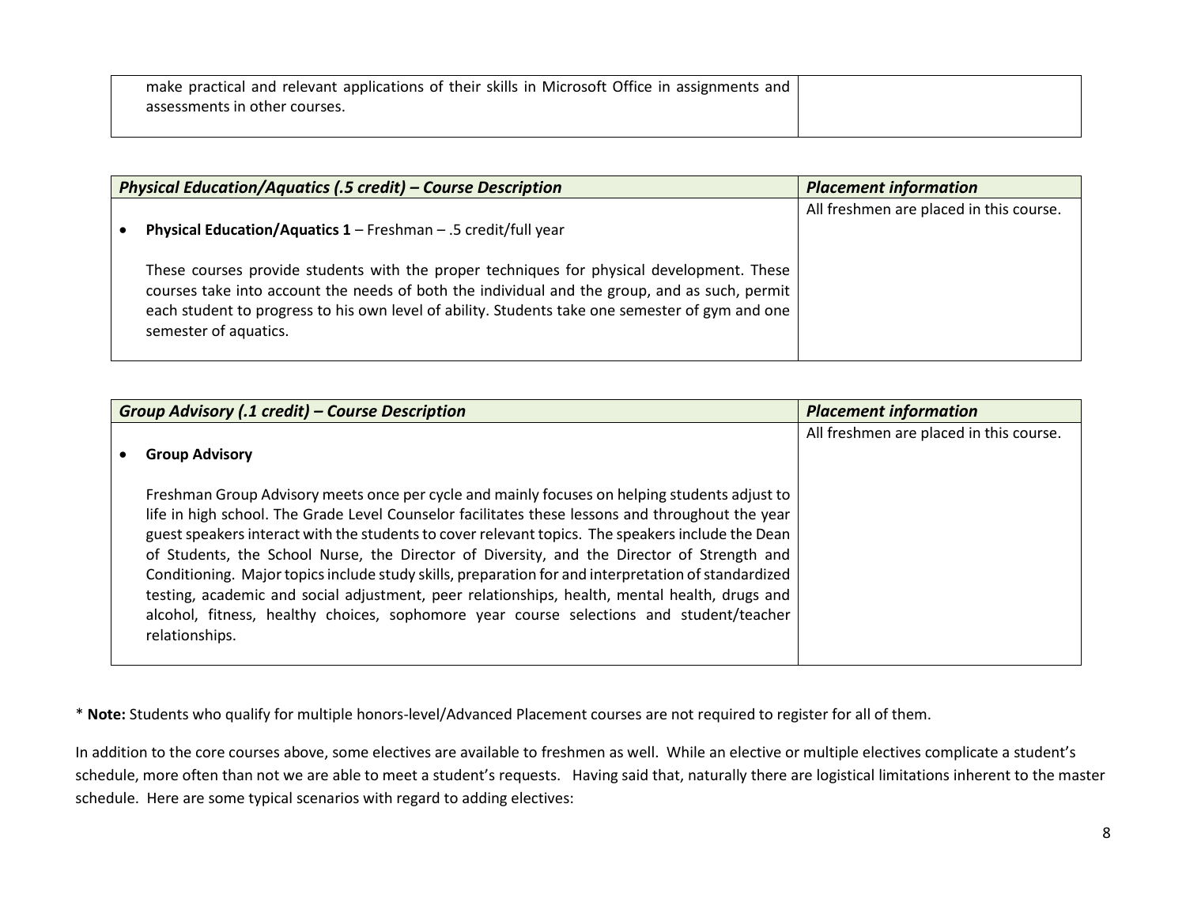| | |
|---|---|
| make practical and relevant applications of their skills in Microsoft Office in assignments and assessments in other courses. | |

| ***Physical Education/Aquatics (.5 credit) – Course Description*** | ***Placement information*** |
|---|---|
| • **Physical Education/Aquatics 1** – Freshman – .5 credit/full year<br><br>These courses provide students with the proper techniques for physical development. These courses take into account the needs of both the individual and the group, and as such, permit each student to progress to his own level of ability. Students take one semester of gym and one semester of aquatics. | All freshmen are placed in this course. |

| ***Group Advisory (.1 credit) – Course Description*** | ***Placement information*** |
|---|---|
| • **Group Advisory**<br><br>Freshman Group Advisory meets once per cycle and mainly focuses on helping students adjust to life in high school. The Grade Level Counselor facilitates these lessons and throughout the year guest speakers interact with the students to cover relevant topics. The speakers include the Dean of Students, the School Nurse, the Director of Diversity, and the Director of Strength and Conditioning. Major topics include study skills, preparation for and interpretation of standardized testing, academic and social adjustment, peer relationships, health, mental health, drugs and alcohol, fitness, healthy choices, sophomore year course selections and student/teacher relationships. | All freshmen are placed in this course. |

* **Note:** Students who qualify for multiple honors-level/Advanced Placement courses are not required to register for all of them.

In addition to the core courses above, some electives are available to freshmen as well. While an elective or multiple electives complicate a student's schedule, more often than not we are able to meet a student's requests. Having said that, naturally there are logistical limitations inherent to the master schedule. Here are some typical scenarios with regard to adding electives: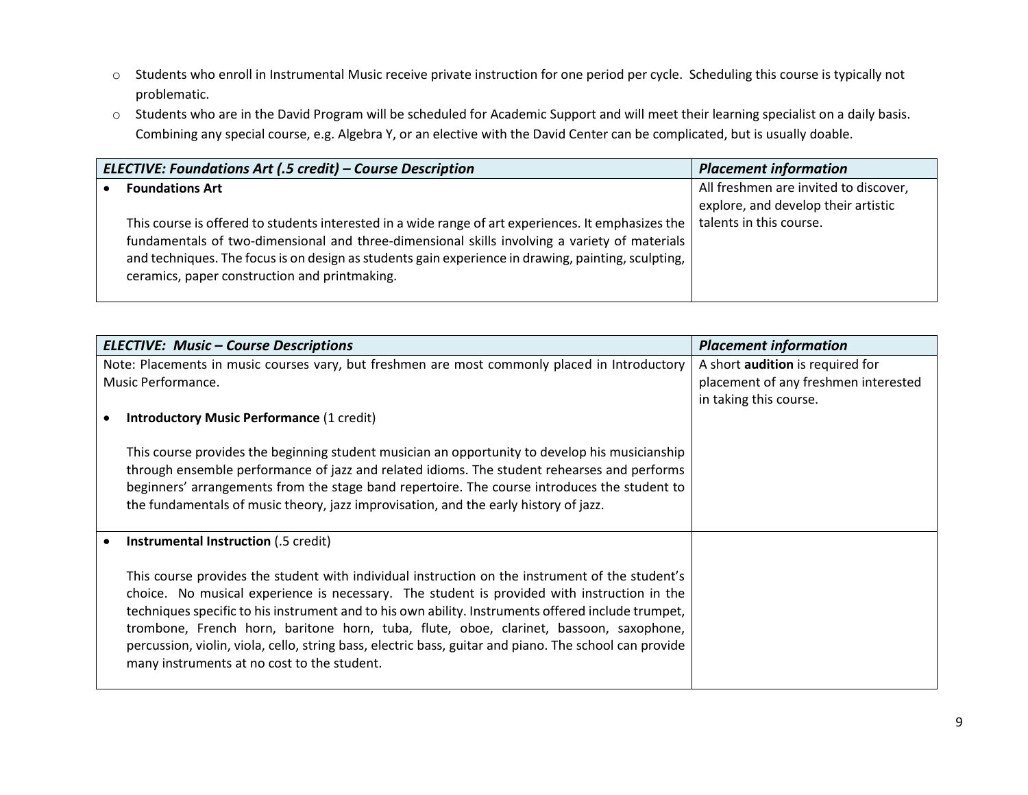- Students who enroll in Instrumental Music receive private instruction for one period per cycle. Scheduling this course is typically not problematic.
- Students who are in the David Program will be scheduled for Academic Support and will meet their learning specialist on a daily basis. Combining any special course, e.g. Algebra Y, or an elective with the David Center can be complicated, but is usually doable.

| *ELECTIVE: Foundations Art (.5 credit) – Course Description* | *Placement information* |
|---|---|
| • **Foundations Art**<br><br>This course is offered to students interested in a wide range of art experiences. It emphasizes the fundamentals of two-dimensional and three-dimensional skills involving a variety of materials and techniques. The focus is on design as students gain experience in drawing, painting, sculpting, ceramics, paper construction and printmaking. | All freshmen are invited to discover, explore, and develop their artistic talents in this course. |

| *ELECTIVE: Music – Course Descriptions* | *Placement information* |
|---|---|
| Note: Placements in music courses vary, but freshmen are most commonly placed in Introductory Music Performance.<br><br>• **Introductory Music Performance** (1 credit)<br><br>This course provides the beginning student musician an opportunity to develop his musicianship through ensemble performance of jazz and related idioms. The student rehearses and performs beginners' arrangements from the stage band repertoire. The course introduces the student to the fundamentals of music theory, jazz improvisation, and the early history of jazz. | A short **audition** is required for placement of any freshmen interested in taking this course. |
| • **Instrumental Instruction** (.5 credit)<br><br>This course provides the student with individual instruction on the instrument of the student's choice. No musical experience is necessary. The student is provided with instruction in the techniques specific to his instrument and to his own ability. Instruments offered include trumpet, trombone, French horn, baritone horn, tuba, flute, oboe, clarinet, bassoon, saxophone, percussion, violin, viola, cello, string bass, electric bass, guitar and piano. The school can provide many instruments at no cost to the student. | |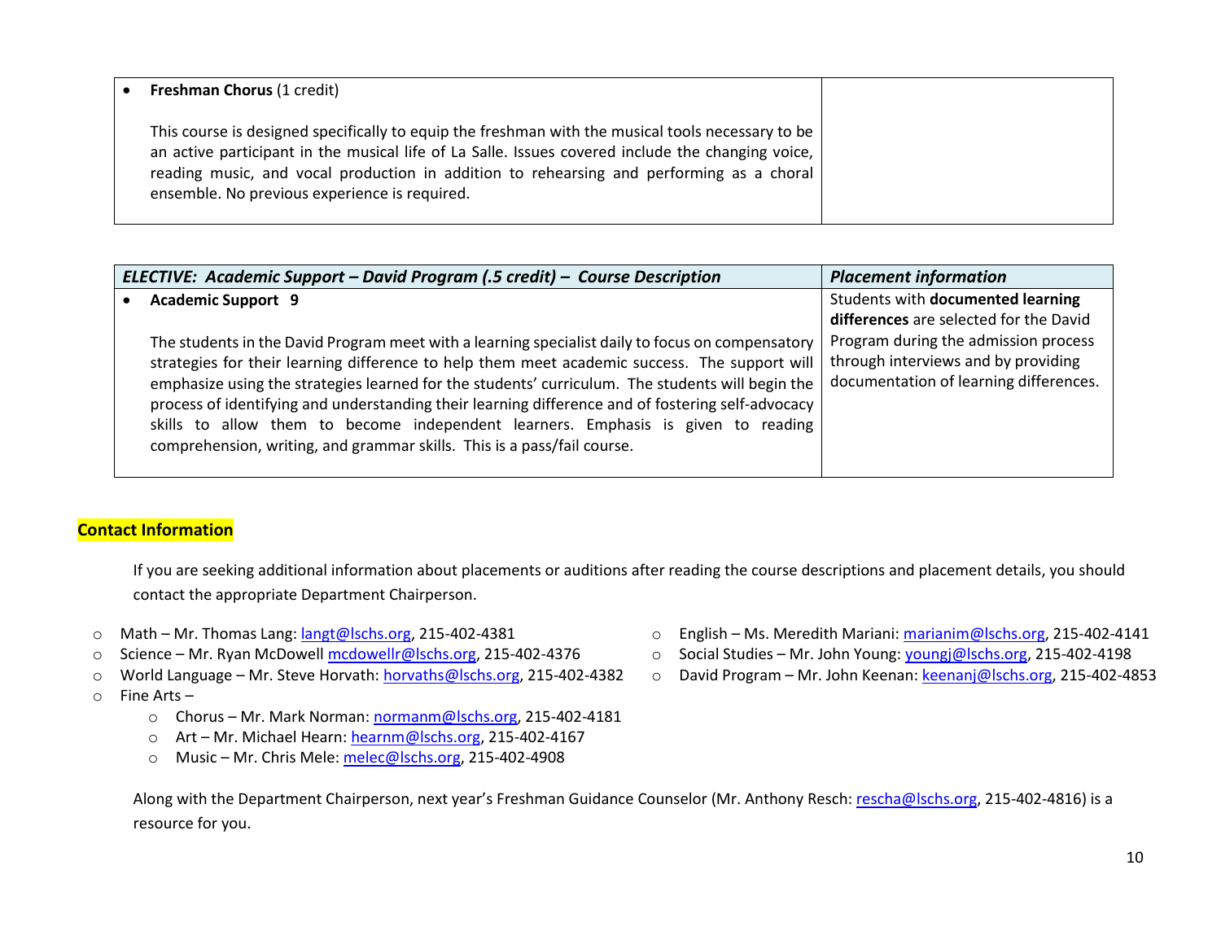| | |
|---|---|
| • **Freshman Chorus** (1 credit)<br><br>This course is designed specifically to equip the freshman with the musical tools necessary to be an active participant in the musical life of La Salle. Issues covered include the changing voice, reading music, and vocal production in addition to rehearsing and performing as a choral ensemble. No previous experience is required. | |

| *ELECTIVE: Academic Support – David Program (.5 credit) – Course Description* | *Placement information* |
|---|---|
| • **Academic Support 9**<br><br>The students in the David Program meet with a learning specialist daily to focus on compensatory strategies for their learning difference to help them meet academic success. The support will emphasize using the strategies learned for the students' curriculum. The students will begin the process of identifying and understanding their learning difference and of fostering self-advocacy skills to allow them to become independent learners. Emphasis is given to reading comprehension, writing, and grammar skills. This is a pass/fail course. | Students with **documented learning differences** are selected for the David Program during the admission process through interviews and by providing documentation of learning differences. |

## Contact Information

If you are seeking additional information about placements or auditions after reading the course descriptions and placement details, you should contact the appropriate Department Chairperson.

- Math – Mr. Thomas Lang: langt@lschs.org, 215-402-4381
- Science – Mr. Ryan McDowell mcdowellr@lschs.org, 215-402-4376
- World Language – Mr. Steve Horvath: horvaths@lschs.org, 215-402-4382
- Fine Arts –
  - Chorus – Mr. Mark Norman: normanm@lschs.org, 215-402-4181
  - Art – Mr. Michael Hearn: hearnm@lschs.org, 215-402-4167
  - Music – Mr. Chris Mele: melec@lschs.org, 215-402-4908
- English – Ms. Meredith Mariani: marianim@lschs.org, 215-402-4141
- Social Studies – Mr. John Young: youngj@lschs.org, 215-402-4198
- David Program – Mr. John Keenan: keenanj@lschs.org, 215-402-4853

Along with the Department Chairperson, next year's Freshman Guidance Counselor (Mr. Anthony Resch: rescha@lschs.org, 215-402-4816) is a resource for you.